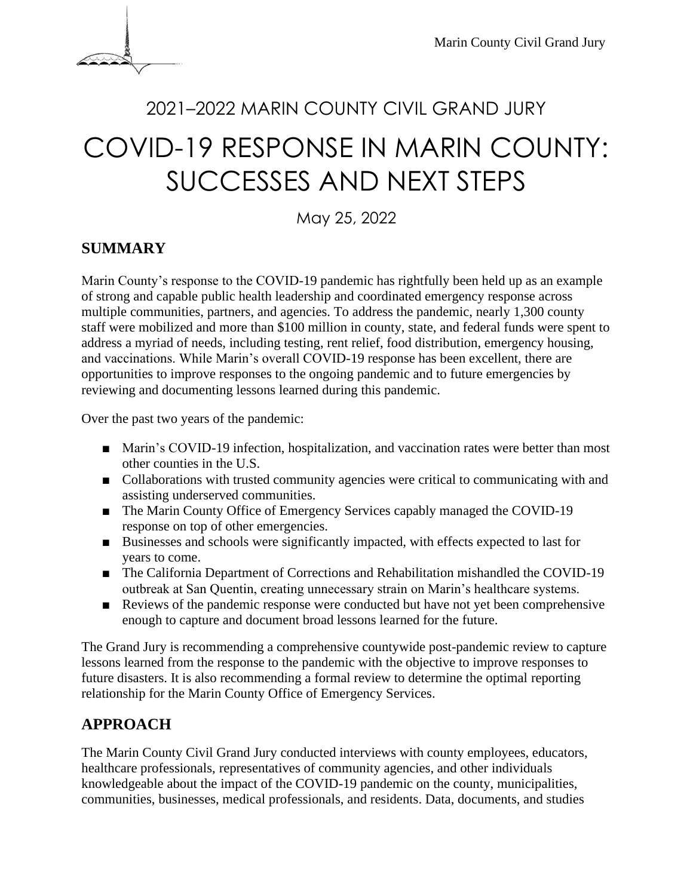2021–2022 MARIN COUNTY CIVIL GRAND JURY

# COVID-19 RESPONSE IN MARIN COUNTY: SUCCESSES AND NEXT STEPS

May 25, 2022

## SUMMARY

Marin County's response to the COVID-19 pandemic has rightfully been held up as an example of strong and capable public health leadership and coordinated emergency response across multiple communities, partners, and agencies. To address the pandemic, nearly 1,300 county staff were mobilized and more than $100 million in county, state, and federal funds were spent to address a myriad of needs, including testing, rent relief, food distribution, emergency housing, and vaccinations. While Marin's overall COVID-19 response has been excellent, there are opportunities to improve responses to the ongoing pandemic and to future emergencies by reviewing and documenting lessons learned during this pandemic.

Over the past two years of the pandemic:

- Marin's COVID-19 infection, hospitalization, and vaccination rates were better than most other counties in the U.S.
- Collaborations with trusted community agencies were critical to communicating with and assisting underserved communities.
- The Marin County Office of Emergency Services capably managed the COVID-19 response on top of other emergencies.
- Businesses and schools were significantly impacted, with effects expected to last for years to come.
- The California Department of Corrections and Rehabilitation mishandled the COVID-19 outbreak at San Quentin, creating unnecessary strain on Marin's healthcare systems.
- Reviews of the pandemic response were conducted but have not yet been comprehensive enough to capture and document broad lessons learned for the future.

The Grand Jury is recommending a comprehensive countywide post-pandemic review to capture lessons learned from the response to the pandemic with the objective to improve responses to future disasters. It is also recommending a formal review to determine the optimal reporting relationship for the Marin County Office of Emergency Services.

## APPROACH

The Marin County Civil Grand Jury conducted interviews with county employees, educators, healthcare professionals, representatives of community agencies, and other individuals knowledgeable about the impact of the COVID-19 pandemic on the county, municipalities, communities, businesses, medical professionals, and residents. Data, documents, and studies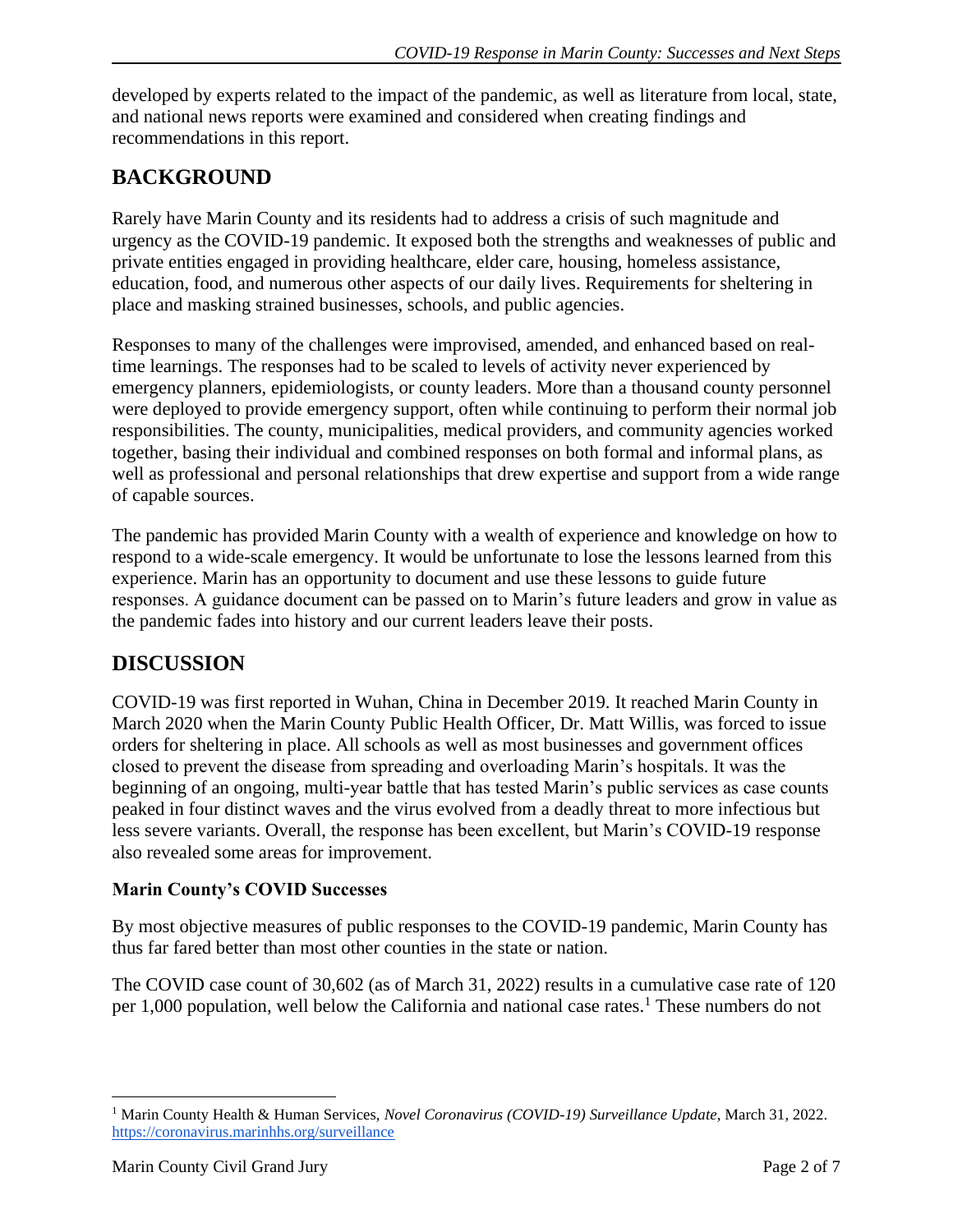developed by experts related to the impact of the pandemic, as well as literature from local, state, and national news reports were examined and considered when creating findings and recommendations in this report.

## BACKGROUND

Rarely have Marin County and its residents had to address a crisis of such magnitude and urgency as the COVID-19 pandemic. It exposed both the strengths and weaknesses of public and private entities engaged in providing healthcare, elder care, housing, homeless assistance, education, food, and numerous other aspects of our daily lives. Requirements for sheltering in place and masking strained businesses, schools, and public agencies.

Responses to many of the challenges were improvised, amended, and enhanced based on real-time learnings. The responses had to be scaled to levels of activity never experienced by emergency planners, epidemiologists, or county leaders. More than a thousand county personnel were deployed to provide emergency support, often while continuing to perform their normal job responsibilities. The county, municipalities, medical providers, and community agencies worked together, basing their individual and combined responses on both formal and informal plans, as well as professional and personal relationships that drew expertise and support from a wide range of capable sources.

The pandemic has provided Marin County with a wealth of experience and knowledge on how to respond to a wide-scale emergency. It would be unfortunate to lose the lessons learned from this experience. Marin has an opportunity to document and use these lessons to guide future responses. A guidance document can be passed on to Marin's future leaders and grow in value as the pandemic fades into history and our current leaders leave their posts.

## DISCUSSION

COVID-19 was first reported in Wuhan, China in December 2019. It reached Marin County in March 2020 when the Marin County Public Health Officer, Dr. Matt Willis, was forced to issue orders for sheltering in place. All schools as well as most businesses and government offices closed to prevent the disease from spreading and overloading Marin's hospitals. It was the beginning of an ongoing, multi-year battle that has tested Marin's public services as case counts peaked in four distinct waves and the virus evolved from a deadly threat to more infectious but less severe variants. Overall, the response has been excellent, but Marin's COVID-19 response also revealed some areas for improvement.

### Marin County's COVID Successes

By most objective measures of public responses to the COVID-19 pandemic, Marin County has thus far fared better than most other counties in the state or nation.

The COVID case count of 30,602 (as of March 31, 2022) results in a cumulative case rate of 120 per 1,000 population, well below the California and national case rates.[1] These numbers do not

---

[1] Marin County Health & Human Services, *Novel Coronavirus (COVID-19) Surveillance Update*, March 31, 2022. https://coronavirus.marinhhs.org/surveillance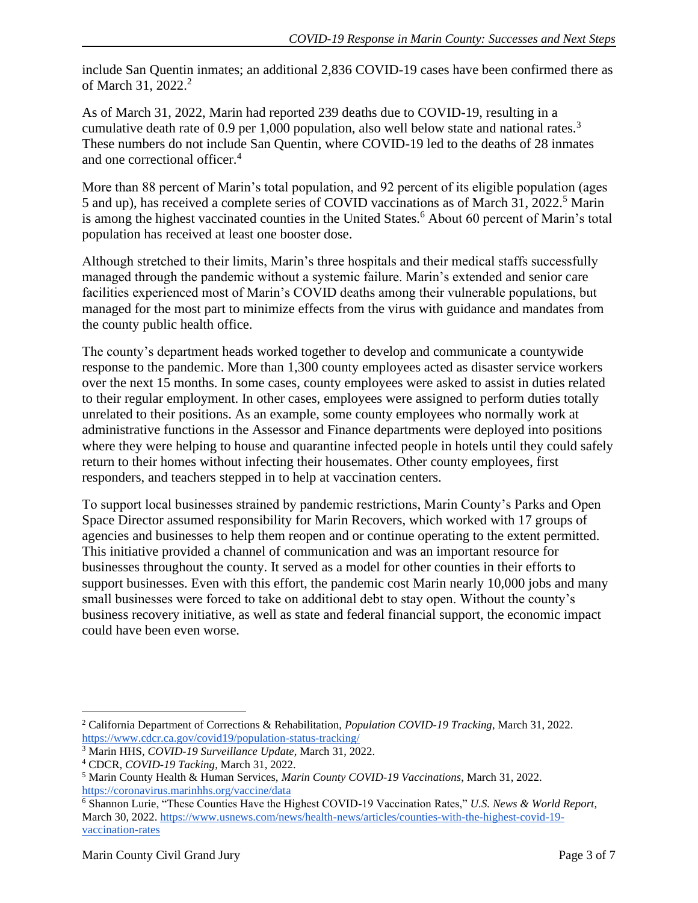include San Quentin inmates; an additional 2,836 COVID-19 cases have been confirmed there as of March 31, 2022.[2]

As of March 31, 2022, Marin had reported 239 deaths due to COVID-19, resulting in a cumulative death rate of 0.9 per 1,000 population, also well below state and national rates.[3] These numbers do not include San Quentin, where COVID-19 led to the deaths of 28 inmates and one correctional officer.[4]

More than 88 percent of Marin's total population, and 92 percent of its eligible population (ages 5 and up), has received a complete series of COVID vaccinations as of March 31, 2022.[5] Marin is among the highest vaccinated counties in the United States.[6] About 60 percent of Marin's total population has received at least one booster dose.

Although stretched to their limits, Marin's three hospitals and their medical staffs successfully managed through the pandemic without a systemic failure. Marin's extended and senior care facilities experienced most of Marin's COVID deaths among their vulnerable populations, but managed for the most part to minimize effects from the virus with guidance and mandates from the county public health office.

The county's department heads worked together to develop and communicate a countywide response to the pandemic. More than 1,300 county employees acted as disaster service workers over the next 15 months. In some cases, county employees were asked to assist in duties related to their regular employment. In other cases, employees were assigned to perform duties totally unrelated to their positions. As an example, some county employees who normally work at administrative functions in the Assessor and Finance departments were deployed into positions where they were helping to house and quarantine infected people in hotels until they could safely return to their homes without infecting their housemates. Other county employees, first responders, and teachers stepped in to help at vaccination centers.

To support local businesses strained by pandemic restrictions, Marin County's Parks and Open Space Director assumed responsibility for Marin Recovers, which worked with 17 groups of agencies and businesses to help them reopen and or continue operating to the extent permitted. This initiative provided a channel of communication and was an important resource for businesses throughout the county. It served as a model for other counties in their efforts to support businesses. Even with this effort, the pandemic cost Marin nearly 10,000 jobs and many small businesses were forced to take on additional debt to stay open. Without the county's business recovery initiative, as well as state and federal financial support, the economic impact could have been even worse.

---

[2] California Department of Corrections & Rehabilitation, *Population COVID-19 Tracking*, March 31, 2022. https://www.cdcr.ca.gov/covid19/population-status-tracking/

[3] Marin HHS, *COVID-19 Surveillance Update*, March 31, 2022.

[4] CDCR, *COVID-19 Tacking*, March 31, 2022.

[5] Marin County Health & Human Services, *Marin County COVID-19 Vaccinations*, March 31, 2022. https://coronavirus.marinhhs.org/vaccine/data

[6] Shannon Lurie, "These Counties Have the Highest COVID-19 Vaccination Rates," *U.S. News & World Report*, March 30, 2022. https://www.usnews.com/news/health-news/articles/counties-with-the-highest-covid-19-vaccination-rates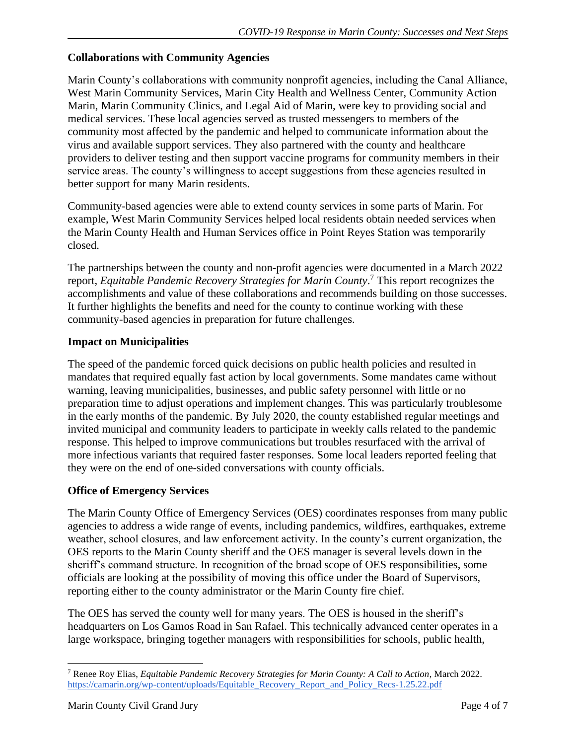### Collaborations with Community Agencies

Marin County's collaborations with community nonprofit agencies, including the Canal Alliance, West Marin Community Services, Marin City Health and Wellness Center, Community Action Marin, Marin Community Clinics, and Legal Aid of Marin, were key to providing social and medical services. These local agencies served as trusted messengers to members of the community most affected by the pandemic and helped to communicate information about the virus and available support services. They also partnered with the county and healthcare providers to deliver testing and then support vaccine programs for community members in their service areas. The county's willingness to accept suggestions from these agencies resulted in better support for many Marin residents.

Community-based agencies were able to extend county services in some parts of Marin. For example, West Marin Community Services helped local residents obtain needed services when the Marin County Health and Human Services office in Point Reyes Station was temporarily closed.

The partnerships between the county and non-profit agencies were documented in a March 2022 report, *Equitable Pandemic Recovery Strategies for Marin County*.[7] This report recognizes the accomplishments and value of these collaborations and recommends building on those successes. It further highlights the benefits and need for the county to continue working with these community-based agencies in preparation for future challenges.

### Impact on Municipalities

The speed of the pandemic forced quick decisions on public health policies and resulted in mandates that required equally fast action by local governments. Some mandates came without warning, leaving municipalities, businesses, and public safety personnel with little or no preparation time to adjust operations and implement changes. This was particularly troublesome in the early months of the pandemic. By July 2020, the county established regular meetings and invited municipal and community leaders to participate in weekly calls related to the pandemic response. This helped to improve communications but troubles resurfaced with the arrival of more infectious variants that required faster responses. Some local leaders reported feeling that they were on the end of one-sided conversations with county officials.

### Office of Emergency Services

The Marin County Office of Emergency Services (OES) coordinates responses from many public agencies to address a wide range of events, including pandemics, wildfires, earthquakes, extreme weather, school closures, and law enforcement activity. In the county's current organization, the OES reports to the Marin County sheriff and the OES manager is several levels down in the sheriff's command structure. In recognition of the broad scope of OES responsibilities, some officials are looking at the possibility of moving this office under the Board of Supervisors, reporting either to the county administrator or the Marin County fire chief.

The OES has served the county well for many years. The OES is housed in the sheriff's headquarters on Los Gamos Road in San Rafael. This technically advanced center operates in a large workspace, bringing together managers with responsibilities for schools, public health,

---

[7] Renee Roy Elias, *Equitable Pandemic Recovery Strategies for Marin County: A Call to Action*, March 2022. https://camarin.org/wp-content/uploads/Equitable_Recovery_Report_and_Policy_Recs-1.25.22.pdf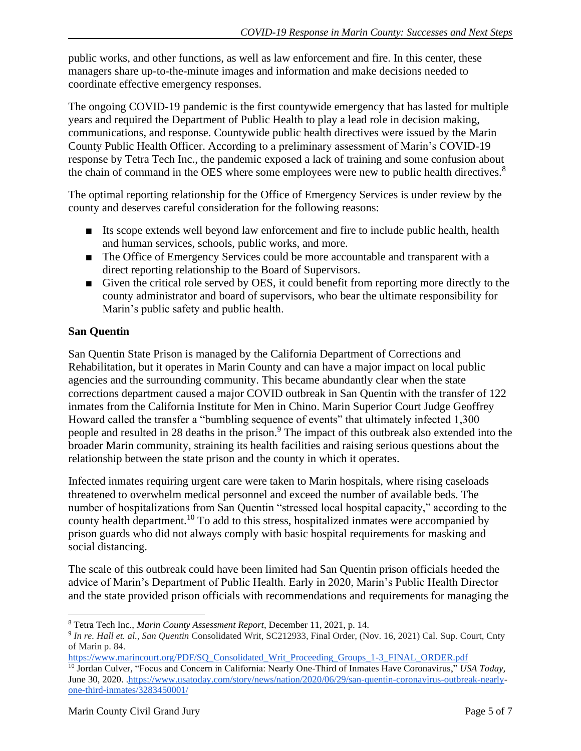public works, and other functions, as well as law enforcement and fire. In this center, these managers share up-to-the-minute images and information and make decisions needed to coordinate effective emergency responses.

The ongoing COVID-19 pandemic is the first countywide emergency that has lasted for multiple years and required the Department of Public Health to play a lead role in decision making, communications, and response. Countywide public health directives were issued by the Marin County Public Health Officer. According to a preliminary assessment of Marin's COVID-19 response by Tetra Tech Inc., the pandemic exposed a lack of training and some confusion about the chain of command in the OES where some employees were new to public health directives.[8]

The optimal reporting relationship for the Office of Emergency Services is under review by the county and deserves careful consideration for the following reasons:

- Its scope extends well beyond law enforcement and fire to include public health, health and human services, schools, public works, and more.
- The Office of Emergency Services could be more accountable and transparent with a direct reporting relationship to the Board of Supervisors.
- Given the critical role served by OES, it could benefit from reporting more directly to the county administrator and board of supervisors, who bear the ultimate responsibility for Marin's public safety and public health.

**San Quentin**

San Quentin State Prison is managed by the California Department of Corrections and Rehabilitation, but it operates in Marin County and can have a major impact on local public agencies and the surrounding community. This became abundantly clear when the state corrections department caused a major COVID outbreak in San Quentin with the transfer of 122 inmates from the California Institute for Men in Chino. Marin Superior Court Judge Geoffrey Howard called the transfer a "bumbling sequence of events" that ultimately infected 1,300 people and resulted in 28 deaths in the prison.[9] The impact of this outbreak also extended into the broader Marin community, straining its health facilities and raising serious questions about the relationship between the state prison and the county in which it operates.

Infected inmates requiring urgent care were taken to Marin hospitals, where rising caseloads threatened to overwhelm medical personnel and exceed the number of available beds. The number of hospitalizations from San Quentin "stressed local hospital capacity," according to the county health department.[10] To add to this stress, hospitalized inmates were accompanied by prison guards who did not always comply with basic hospital requirements for masking and social distancing.

The scale of this outbreak could have been limited had San Quentin prison officials heeded the advice of Marin's Department of Public Health. Early in 2020, Marin's Public Health Director and the state provided prison officials with recommendations and requirements for managing the

---

[8] Tetra Tech Inc., *Marin County Assessment Report*, December 11, 2021, p. 14.

[9] *In re. Hall et. al., San Quentin* Consolidated Writ, SC212933, Final Order, (Nov. 16, 2021) Cal. Sup. Court, Cnty of Marin p. 84. https://www.marincourt.org/PDF/SQ_Consolidated_Writ_Proceeding_Groups_1-3_FINAL_ORDER.pdf

[10] Jordan Culver, "Focus and Concern in California: Nearly One-Third of Inmates Have Coronavirus," *USA Today*, June 30, 2020. .https://www.usatoday.com/story/news/nation/2020/06/29/san-quentin-coronavirus-outbreak-nearly-one-third-inmates/3283450001/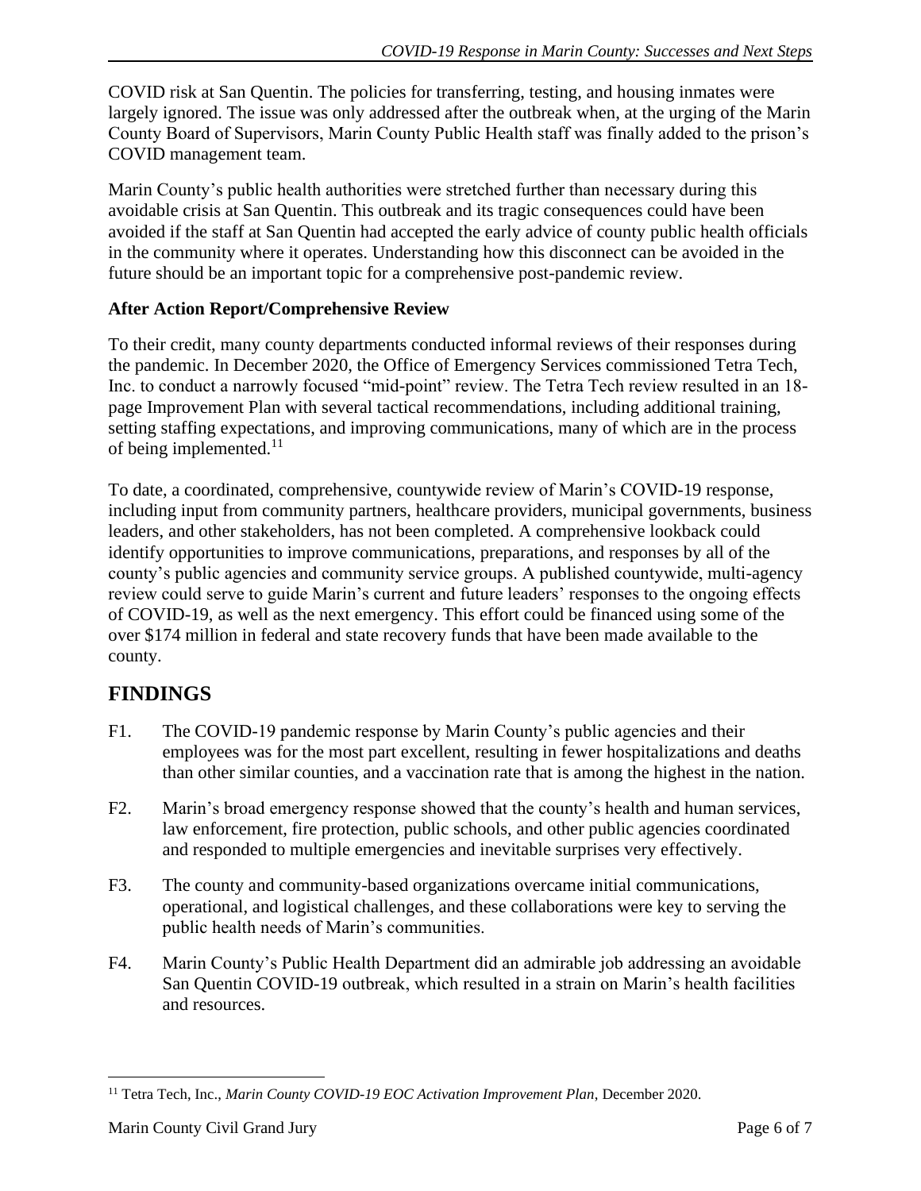COVID risk at San Quentin. The policies for transferring, testing, and housing inmates were largely ignored. The issue was only addressed after the outbreak when, at the urging of the Marin County Board of Supervisors, Marin County Public Health staff was finally added to the prison's COVID management team.

Marin County's public health authorities were stretched further than necessary during this avoidable crisis at San Quentin. This outbreak and its tragic consequences could have been avoided if the staff at San Quentin had accepted the early advice of county public health officials in the community where it operates. Understanding how this disconnect can be avoided in the future should be an important topic for a comprehensive post-pandemic review.

### After Action Report/Comprehensive Review

To their credit, many county departments conducted informal reviews of their responses during the pandemic. In December 2020, the Office of Emergency Services commissioned Tetra Tech, Inc. to conduct a narrowly focused "mid-point" review. The Tetra Tech review resulted in an 18-page Improvement Plan with several tactical recommendations, including additional training, setting staffing expectations, and improving communications, many of which are in the process of being implemented.[11]

To date, a coordinated, comprehensive, countywide review of Marin's COVID-19 response, including input from community partners, healthcare providers, municipal governments, business leaders, and other stakeholders, has not been completed. A comprehensive lookback could identify opportunities to improve communications, preparations, and responses by all of the county's public agencies and community service groups. A published countywide, multi-agency review could serve to guide Marin's current and future leaders' responses to the ongoing effects of COVID-19, as well as the next emergency. This effort could be financed using some of the over $174 million in federal and state recovery funds that have been made available to the county.

## FINDINGS

F1. The COVID-19 pandemic response by Marin County's public agencies and their employees was for the most part excellent, resulting in fewer hospitalizations and deaths than other similar counties, and a vaccination rate that is among the highest in the nation.

F2. Marin's broad emergency response showed that the county's health and human services, law enforcement, fire protection, public schools, and other public agencies coordinated and responded to multiple emergencies and inevitable surprises very effectively.

F3. The county and community-based organizations overcame initial communications, operational, and logistical challenges, and these collaborations were key to serving the public health needs of Marin's communities.

F4. Marin County's Public Health Department did an admirable job addressing an avoidable San Quentin COVID-19 outbreak, which resulted in a strain on Marin's health facilities and resources.

[11] Tetra Tech, Inc., *Marin County COVID-19 EOC Activation Improvement Plan*, December 2020.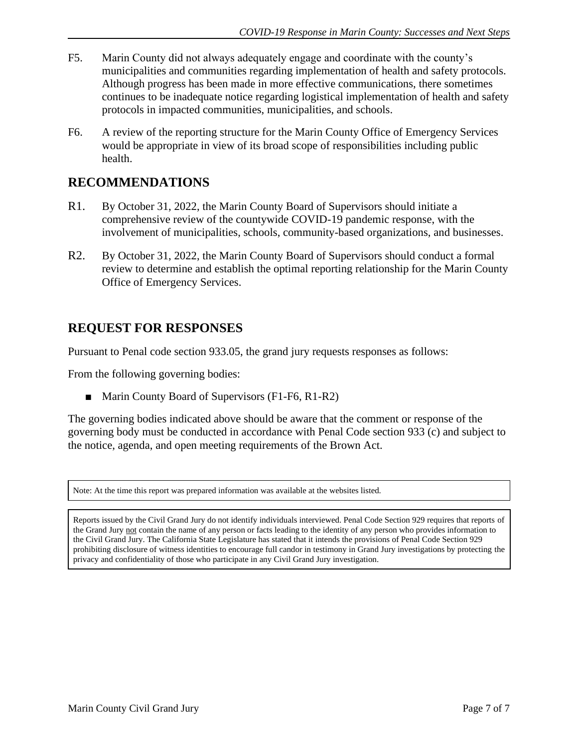F5. Marin County did not always adequately engage and coordinate with the county's municipalities and communities regarding implementation of health and safety protocols. Although progress has been made in more effective communications, there sometimes continues to be inadequate notice regarding logistical implementation of health and safety protocols in impacted communities, municipalities, and schools.

F6. A review of the reporting structure for the Marin County Office of Emergency Services would be appropriate in view of its broad scope of responsibilities including public health.

## RECOMMENDATIONS

R1. By October 31, 2022, the Marin County Board of Supervisors should initiate a comprehensive review of the countywide COVID-19 pandemic response, with the involvement of municipalities, schools, community-based organizations, and businesses.

R2. By October 31, 2022, the Marin County Board of Supervisors should conduct a formal review to determine and establish the optimal reporting relationship for the Marin County Office of Emergency Services.

## REQUEST FOR RESPONSES

Pursuant to Penal code section 933.05, the grand jury requests responses as follows:

From the following governing bodies:

- Marin County Board of Supervisors (F1-F6, R1-R2)

The governing bodies indicated above should be aware that the comment or response of the governing body must be conducted in accordance with Penal Code section 933 (c) and subject to the notice, agenda, and open meeting requirements of the Brown Act.

Note: At the time this report was prepared information was available at the websites listed.

Reports issued by the Civil Grand Jury do not identify individuals interviewed. Penal Code Section 929 requires that reports of the Grand Jury not contain the name of any person or facts leading to the identity of any person who provides information to the Civil Grand Jury. The California State Legislature has stated that it intends the provisions of Penal Code Section 929 prohibiting disclosure of witness identities to encourage full candor in testimony in Grand Jury investigations by protecting the privacy and confidentiality of those who participate in any Civil Grand Jury investigation.